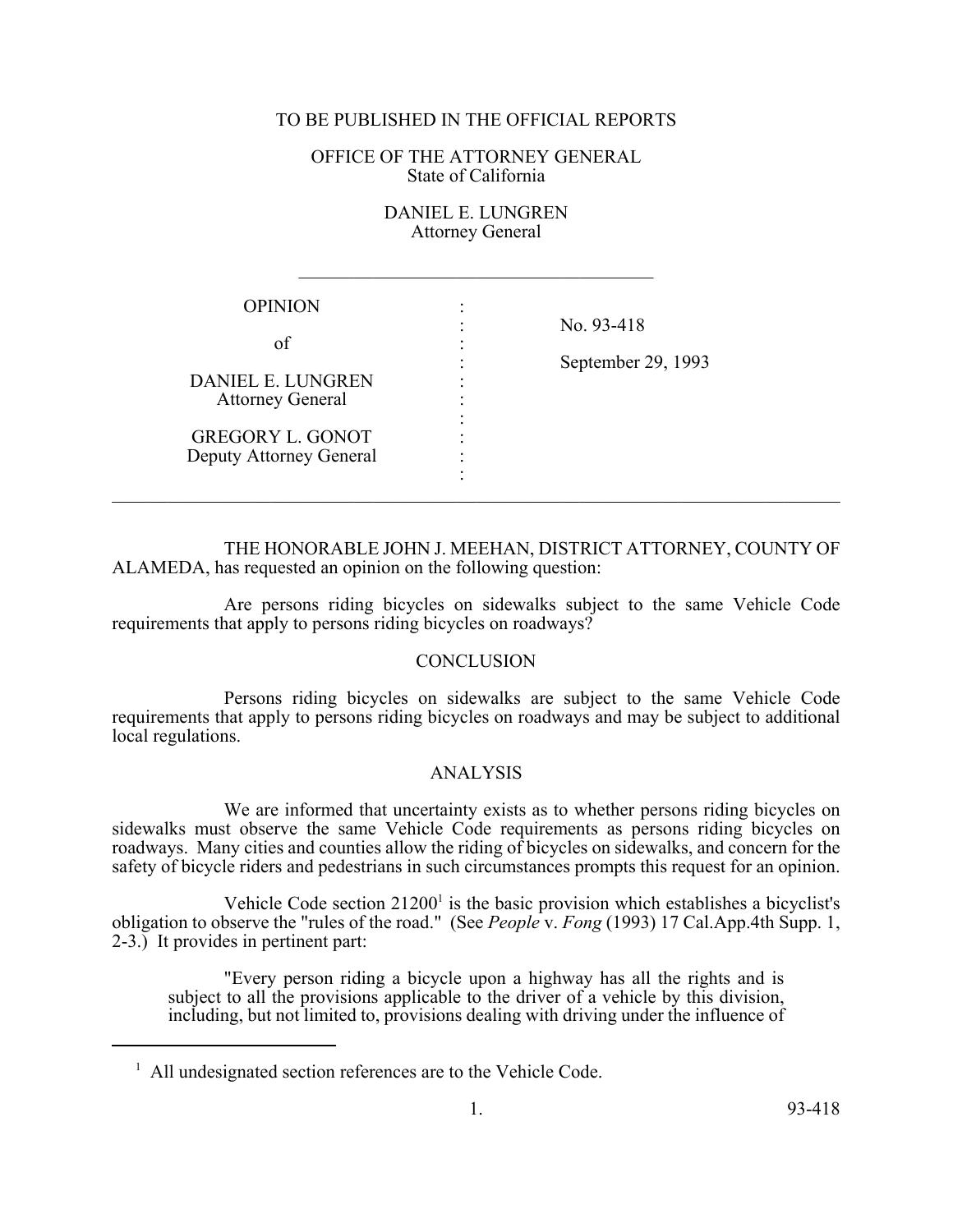TO BE PUBLISHED IN THE OFFICIAL REPORTS

OFFICE OF THE ATTORNEY GENERAL
State of California

DANIEL E. LUNGREN
Attorney General

---

| | |
|---|---|
| OPINION<br><br>of<br><br>DANIEL E. LUNGREN<br>Attorney General<br><br>GREGORY L. GONOT<br>Deputy Attorney General | No. 93-418<br><br>September 29, 1993 |

---

THE HONORABLE JOHN J. MEEHAN, DISTRICT ATTORNEY, COUNTY OF ALAMEDA, has requested an opinion on the following question:

Are persons riding bicycles on sidewalks subject to the same Vehicle Code requirements that apply to persons riding bicycles on roadways?

## CONCLUSION

Persons riding bicycles on sidewalks are subject to the same Vehicle Code requirements that apply to persons riding bicycles on roadways and may be subject to additional local regulations.

## ANALYSIS

We are informed that uncertainty exists as to whether persons riding bicycles on sidewalks must observe the same Vehicle Code requirements as persons riding bicycles on roadways. Many cities and counties allow the riding of bicycles on sidewalks, and concern for the safety of bicycle riders and pedestrians in such circumstances prompts this request for an opinion.

Vehicle Code section 21200[1] is the basic provision which establishes a bicyclist's obligation to observe the "rules of the road." (See *People* v. *Fong* (1993) 17 Cal.App.4th Supp. 1, 2-3.) It provides in pertinent part:

> "Every person riding a bicycle upon a highway has all the rights and is subject to all the provisions applicable to the driver of a vehicle by this division, including, but not limited to, provisions dealing with driving under the influence of

---

[1] All undesignated section references are to the Vehicle Code.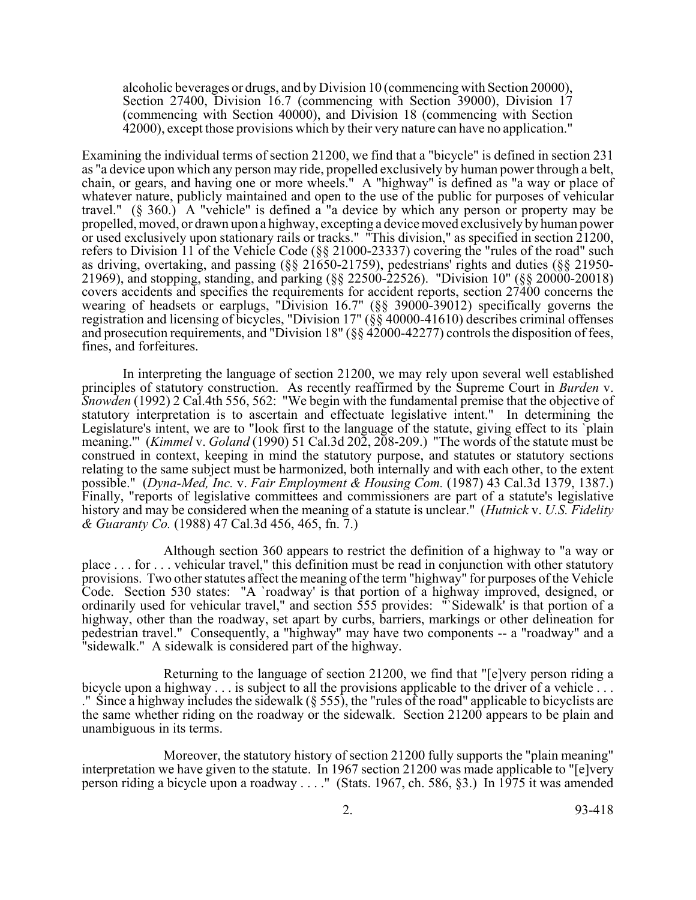alcoholic beverages or drugs, and by Division 10 (commencing with Section 20000), Section 27400, Division 16.7 (commencing with Section 39000), Division 17 (commencing with Section 40000), and Division 18 (commencing with Section 42000), except those provisions which by their very nature can have no application."

Examining the individual terms of section 21200, we find that a "bicycle" is defined in section 231 as "a device upon which any person may ride, propelled exclusively by human power through a belt, chain, or gears, and having one or more wheels." A "highway" is defined as "a way or place of whatever nature, publicly maintained and open to the use of the public for purposes of vehicular travel." (§ 360.) A "vehicle" is defined a "a device by which any person or property may be propelled, moved, or drawn upon a highway, excepting a device moved exclusively by human power or used exclusively upon stationary rails or tracks." "This division," as specified in section 21200, refers to Division 11 of the Vehicle Code (§§ 21000-23337) covering the "rules of the road" such as driving, overtaking, and passing (§§ 21650-21759), pedestrians' rights and duties (§§ 21950-21969), and stopping, standing, and parking (§§ 22500-22526). "Division 10" (§§ 20000-20018) covers accidents and specifies the requirements for accident reports, section 27400 concerns the wearing of headsets or earplugs, "Division 16.7" (§§ 39000-39012) specifically governs the registration and licensing of bicycles, "Division 17" (§§ 40000-41610) describes criminal offenses and prosecution requirements, and "Division 18" (§§ 42000-42277) controls the disposition of fees, fines, and forfeitures.

In interpreting the language of section 21200, we may rely upon several well established principles of statutory construction. As recently reaffirmed by the Supreme Court in *Burden* v. *Snowden* (1992) 2 Cal.4th 556, 562: "We begin with the fundamental premise that the objective of statutory interpretation is to ascertain and effectuate legislative intent." In determining the Legislature's intent, we are to "look first to the language of the statute, giving effect to its `plain meaning.'" (*Kimmel* v. *Goland* (1990) 51 Cal.3d 202, 208-209.) "The words of the statute must be construed in context, keeping in mind the statutory purpose, and statutes or statutory sections relating to the same subject must be harmonized, both internally and with each other, to the extent possible." (*Dyna-Med, Inc.* v. *Fair Employment & Housing Com.* (1987) 43 Cal.3d 1379, 1387.) Finally, "reports of legislative committees and commissioners are part of a statute's legislative history and may be considered when the meaning of a statute is unclear." (*Hutnick* v. *U.S. Fidelity & Guaranty Co.* (1988) 47 Cal.3d 456, 465, fn. 7.)

Although section 360 appears to restrict the definition of a highway to "a way or place . . . for . . . vehicular travel," this definition must be read in conjunction with other statutory provisions. Two other statutes affect the meaning of the term "highway" for purposes of the Vehicle Code. Section 530 states: "A `roadway' is that portion of a highway improved, designed, or ordinarily used for vehicular travel," and section 555 provides: "`Sidewalk' is that portion of a highway, other than the roadway, set apart by curbs, barriers, markings or other delineation for pedestrian travel." Consequently, a "highway" may have two components -- a "roadway" and a "sidewalk." A sidewalk is considered part of the highway.

Returning to the language of section 21200, we find that "[e]very person riding a bicycle upon a highway . . . is subject to all the provisions applicable to the driver of a vehicle . . . ." Since a highway includes the sidewalk (§ 555), the "rules of the road" applicable to bicyclists are the same whether riding on the roadway or the sidewalk. Section 21200 appears to be plain and unambiguous in its terms.

Moreover, the statutory history of section 21200 fully supports the "plain meaning" interpretation we have given to the statute. In 1967 section 21200 was made applicable to "[e]very person riding a bicycle upon a roadway . . . ." (Stats. 1967, ch. 586, §3.) In 1975 it was amended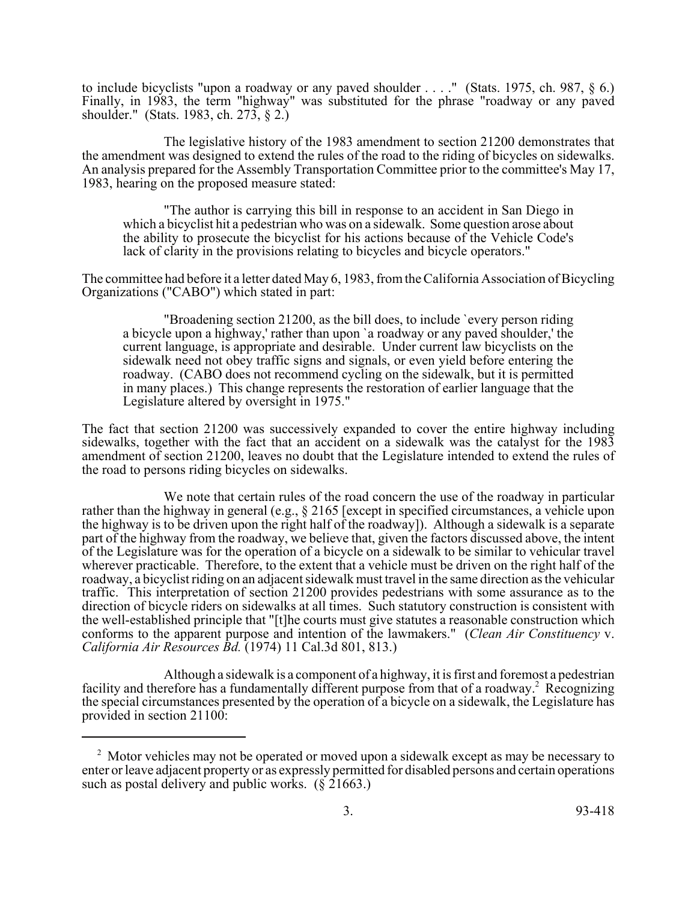to include bicyclists "upon a roadway or any paved shoulder . . . ." (Stats. 1975, ch. 987, § 6.) Finally, in 1983, the term "highway" was substituted for the phrase "roadway or any paved shoulder." (Stats. 1983, ch. 273, § 2.)

The legislative history of the 1983 amendment to section 21200 demonstrates that the amendment was designed to extend the rules of the road to the riding of bicycles on sidewalks. An analysis prepared for the Assembly Transportation Committee prior to the committee's May 17, 1983, hearing on the proposed measure stated:

> "The author is carrying this bill in response to an accident in San Diego in which a bicyclist hit a pedestrian who was on a sidewalk. Some question arose about the ability to prosecute the bicyclist for his actions because of the Vehicle Code's lack of clarity in the provisions relating to bicycles and bicycle operators."

The committee had before it a letter dated May 6, 1983, from the California Association of Bicycling Organizations ("CABO") which stated in part:

> "Broadening section 21200, as the bill does, to include `every person riding a bicycle upon a highway,' rather than upon `a roadway or any paved shoulder,' the current language, is appropriate and desirable. Under current law bicyclists on the sidewalk need not obey traffic signs and signals, or even yield before entering the roadway. (CABO does not recommend cycling on the sidewalk, but it is permitted in many places.) This change represents the restoration of earlier language that the Legislature altered by oversight in 1975."

The fact that section 21200 was successively expanded to cover the entire highway including sidewalks, together with the fact that an accident on a sidewalk was the catalyst for the 1983 amendment of section 21200, leaves no doubt that the Legislature intended to extend the rules of the road to persons riding bicycles on sidewalks.

We note that certain rules of the road concern the use of the roadway in particular rather than the highway in general (e.g., § 2165 [except in specified circumstances, a vehicle upon the highway is to be driven upon the right half of the roadway]). Although a sidewalk is a separate part of the highway from the roadway, we believe that, given the factors discussed above, the intent of the Legislature was for the operation of a bicycle on a sidewalk to be similar to vehicular travel wherever practicable. Therefore, to the extent that a vehicle must be driven on the right half of the roadway, a bicyclist riding on an adjacent sidewalk must travel in the same direction as the vehicular traffic. This interpretation of section 21200 provides pedestrians with some assurance as to the direction of bicycle riders on sidewalks at all times. Such statutory construction is consistent with the well-established principle that "[t]he courts must give statutes a reasonable construction which conforms to the apparent purpose and intention of the lawmakers." (*Clean Air Constituency* v. *California Air Resources Bd.* (1974) 11 Cal.3d 801, 813.)

Although a sidewalk is a component of a highway, it is first and foremost a pedestrian facility and therefore has a fundamentally different purpose from that of a roadway.[2] Recognizing the special circumstances presented by the operation of a bicycle on a sidewalk, the Legislature has provided in section 21100:

---

[2] Motor vehicles may not be operated or moved upon a sidewalk except as may be necessary to enter or leave adjacent property or as expressly permitted for disabled persons and certain operations such as postal delivery and public works. (§ 21663.)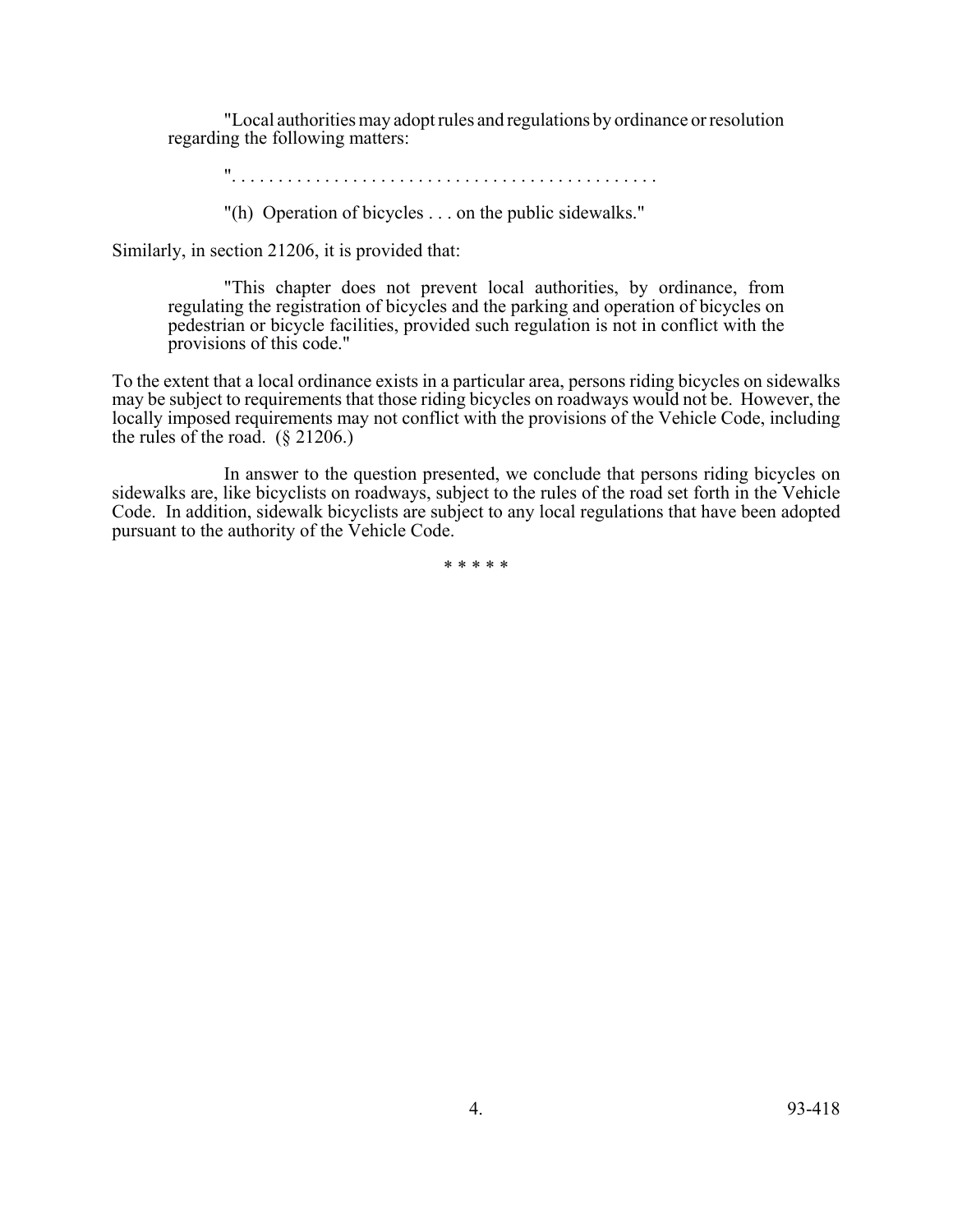"Local authorities may adopt rules and regulations by ordinance or resolution regarding the following matters:

". . . . . . . . . . . . . . . . . . . . . . . . . . . . . . . . . . . . . . . . . . . . . .

"(h) Operation of bicycles . . . on the public sidewalks."

Similarly, in section 21206, it is provided that:

"This chapter does not prevent local authorities, by ordinance, from regulating the registration of bicycles and the parking and operation of bicycles on pedestrian or bicycle facilities, provided such regulation is not in conflict with the provisions of this code."

To the extent that a local ordinance exists in a particular area, persons riding bicycles on sidewalks may be subject to requirements that those riding bicycles on roadways would not be. However, the locally imposed requirements may not conflict with the provisions of the Vehicle Code, including the rules of the road. (§ 21206.)

In answer to the question presented, we conclude that persons riding bicycles on sidewalks are, like bicyclists on roadways, subject to the rules of the road set forth in the Vehicle Code. In addition, sidewalk bicyclists are subject to any local regulations that have been adopted pursuant to the authority of the Vehicle Code.

\* \* \* \* \*